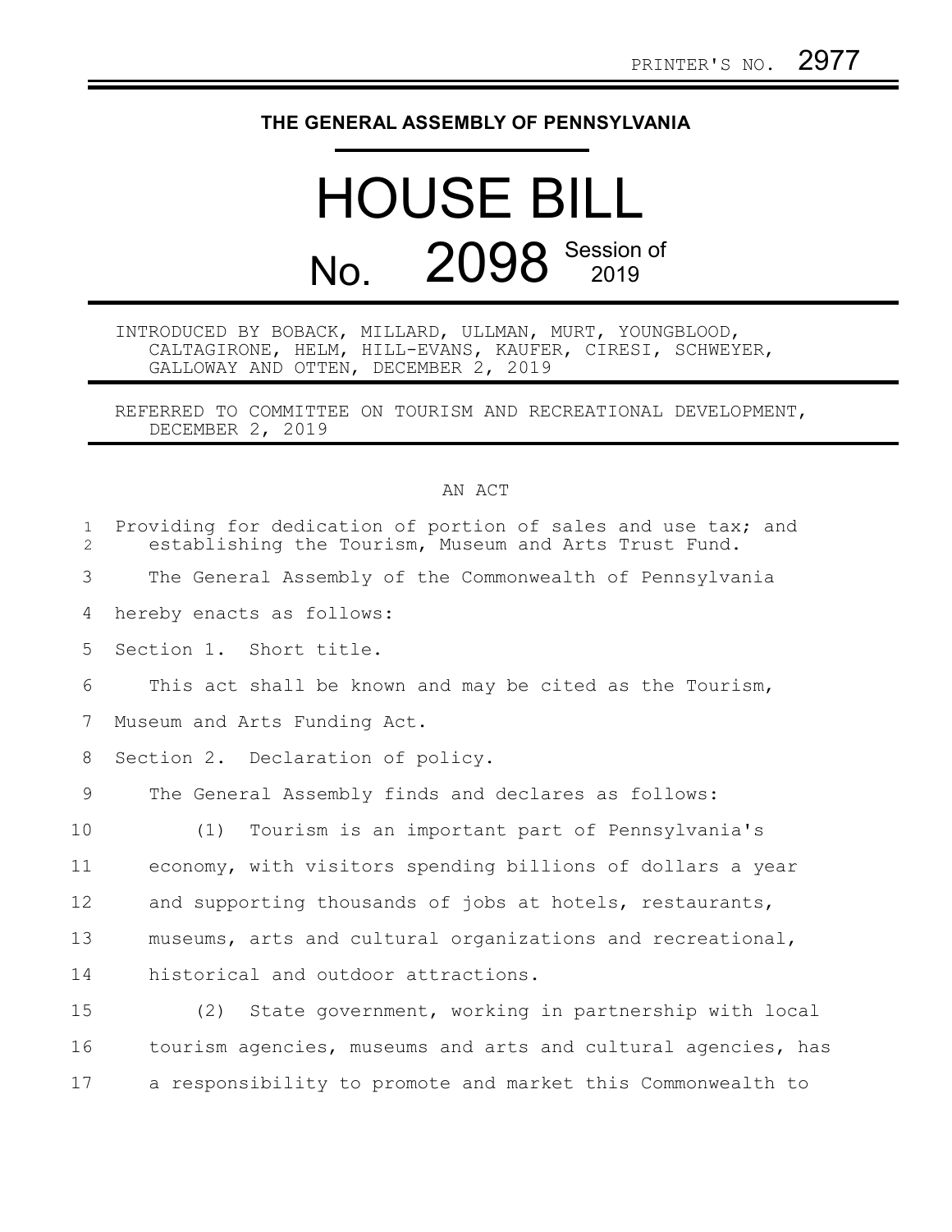PRINTER'S NO. 2977

# THE GENERAL ASSEMBLY OF PENNSYLVANIA

# HOUSE BILL

## No. 2098 Session of 2019

INTRODUCED BY BOBACK, MILLARD, ULLMAN, MURT, YOUNGBLOOD, CALTAGIRONE, HELM, HILL-EVANS, KAUFER, CIRESI, SCHWEYER, GALLOWAY AND OTTEN, DECEMBER 2, 2019

REFERRED TO COMMITTEE ON TOURISM AND RECREATIONAL DEVELOPMENT, DECEMBER 2, 2019

AN ACT

Providing for dedication of portion of sales and use tax; and establishing the Tourism, Museum and Arts Trust Fund.

The General Assembly of the Commonwealth of Pennsylvania hereby enacts as follows:

Section 1. Short title.

This act shall be known and may be cited as the Tourism, Museum and Arts Funding Act.

Section 2. Declaration of policy.

The General Assembly finds and declares as follows:

(1) Tourism is an important part of Pennsylvania's economy, with visitors spending billions of dollars a year and supporting thousands of jobs at hotels, restaurants, museums, arts and cultural organizations and recreational, historical and outdoor attractions.

(2) State government, working in partnership with local tourism agencies, museums and arts and cultural agencies, has a responsibility to promote and market this Commonwealth to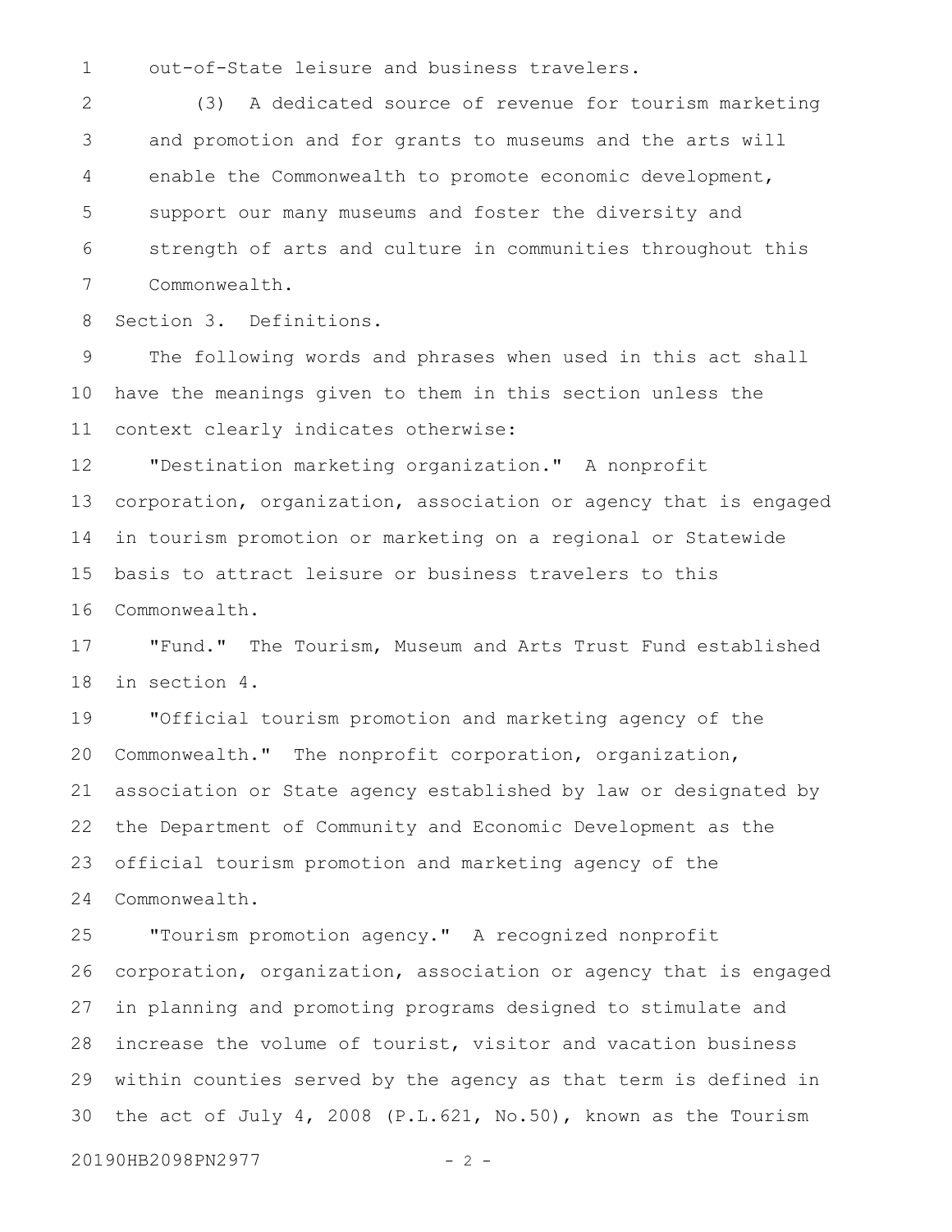out-of-State leisure and business travelers.

(3) A dedicated source of revenue for tourism marketing and promotion and for grants to museums and the arts will enable the Commonwealth to promote economic development, support our many museums and foster the diversity and strength of arts and culture in communities throughout this Commonwealth.

Section 3. Definitions.

The following words and phrases when used in this act shall have the meanings given to them in this section unless the context clearly indicates otherwise:

"Destination marketing organization." A nonprofit corporation, organization, association or agency that is engaged in tourism promotion or marketing on a regional or Statewide basis to attract leisure or business travelers to this Commonwealth.

"Fund." The Tourism, Museum and Arts Trust Fund established in section 4.

"Official tourism promotion and marketing agency of the Commonwealth." The nonprofit corporation, organization, association or State agency established by law or designated by the Department of Community and Economic Development as the official tourism promotion and marketing agency of the Commonwealth.

"Tourism promotion agency." A recognized nonprofit corporation, organization, association or agency that is engaged in planning and promoting programs designed to stimulate and increase the volume of tourist, visitor and vacation business within counties served by the agency as that term is defined in the act of July 4, 2008 (P.L.621, No.50), known as the Tourism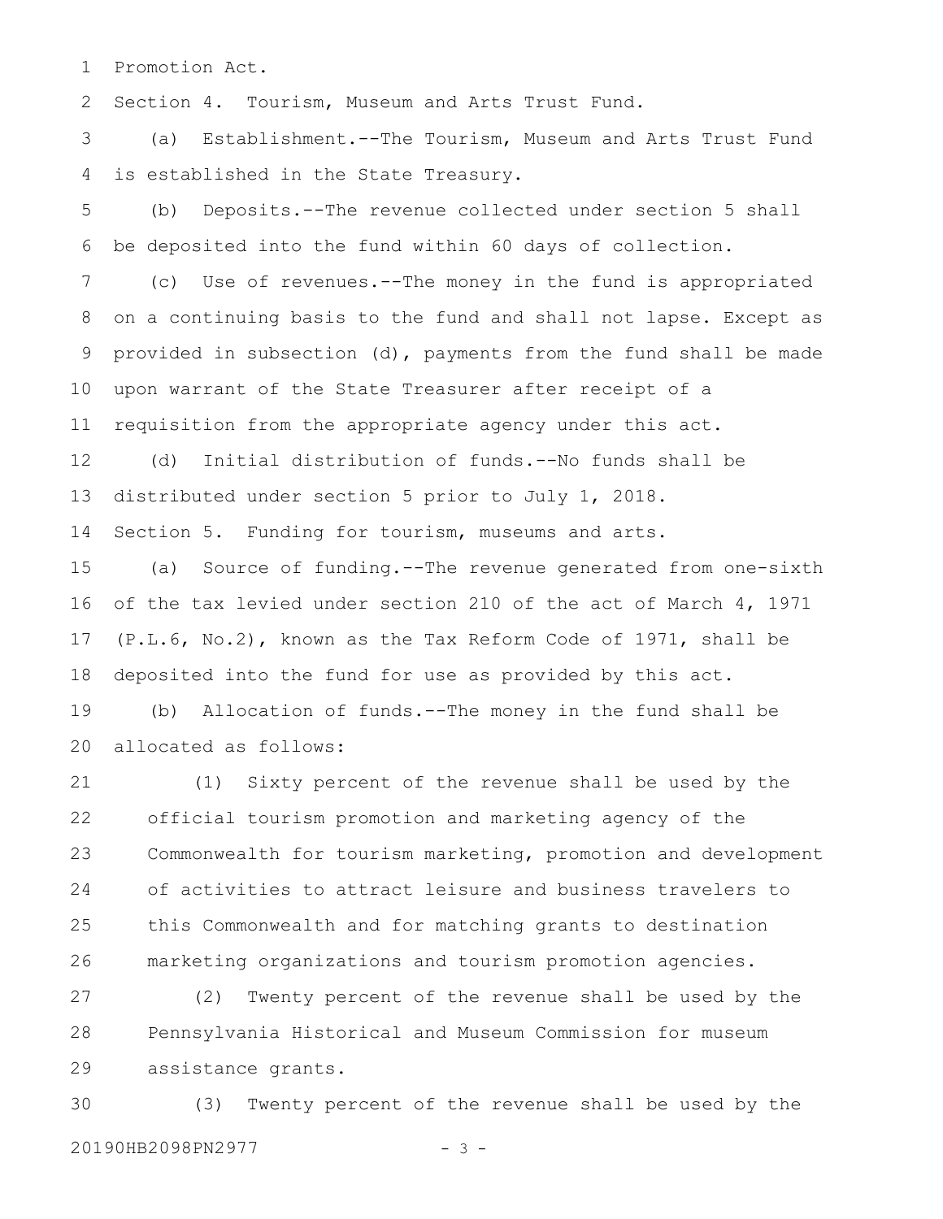Promotion Act.

Section 4. Tourism, Museum and Arts Trust Fund.

(a) Establishment.--The Tourism, Museum and Arts Trust Fund is established in the State Treasury.

(b) Deposits.--The revenue collected under section 5 shall be deposited into the fund within 60 days of collection.

(c) Use of revenues.--The money in the fund is appropriated on a continuing basis to the fund and shall not lapse. Except as provided in subsection (d), payments from the fund shall be made upon warrant of the State Treasurer after receipt of a requisition from the appropriate agency under this act.

(d) Initial distribution of funds.--No funds shall be distributed under section 5 prior to July 1, 2018.

Section 5. Funding for tourism, museums and arts.

(a) Source of funding.--The revenue generated from one-sixth of the tax levied under section 210 of the act of March 4, 1971 (P.L.6, No.2), known as the Tax Reform Code of 1971, shall be deposited into the fund for use as provided by this act.

(b) Allocation of funds.--The money in the fund shall be allocated as follows:

(1) Sixty percent of the revenue shall be used by the official tourism promotion and marketing agency of the Commonwealth for tourism marketing, promotion and development of activities to attract leisure and business travelers to this Commonwealth and for matching grants to destination marketing organizations and tourism promotion agencies.

(2) Twenty percent of the revenue shall be used by the Pennsylvania Historical and Museum Commission for museum assistance grants.

(3) Twenty percent of the revenue shall be used by the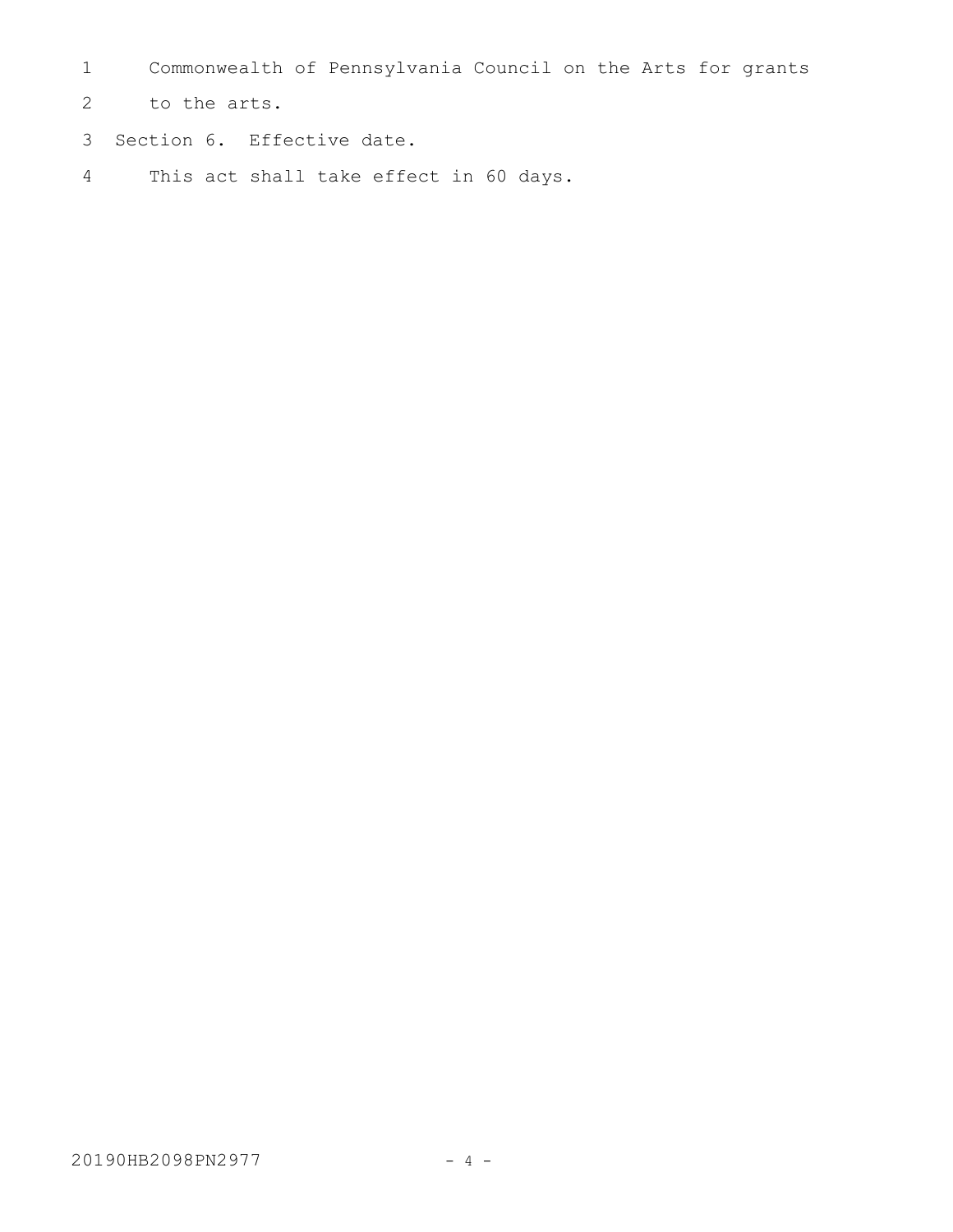Commonwealth of Pennsylvania Council on the Arts for grants to the arts.

Section 6. Effective date.

This act shall take effect in 60 days.